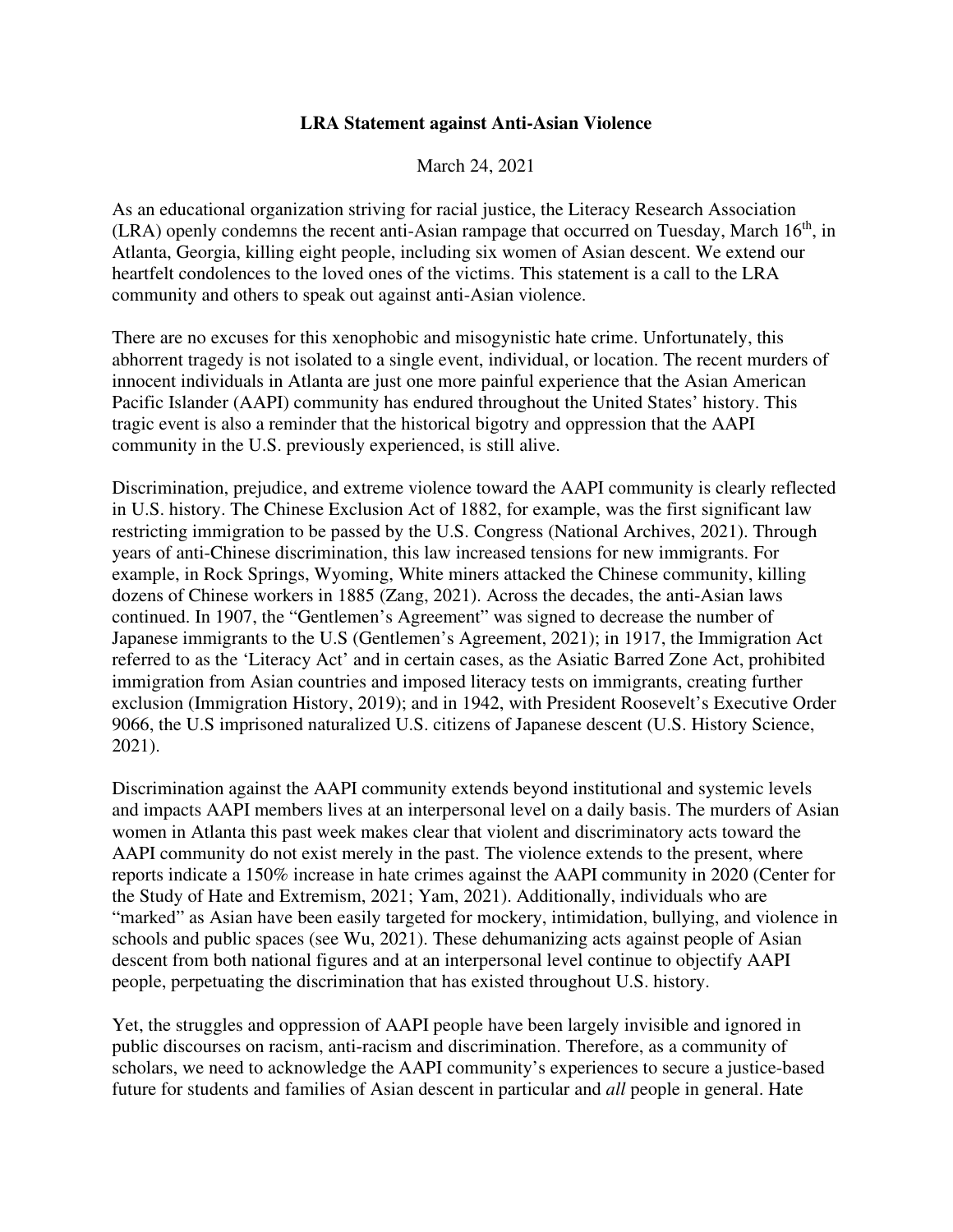**LRA Statement against Anti-Asian Violence**

March 24, 2021

As an educational organization striving for racial justice, the Literacy Research Association (LRA) openly condemns the recent anti-Asian rampage that occurred on Tuesday, March 16th, in Atlanta, Georgia, killing eight people, including six women of Asian descent. We extend our heartfelt condolences to the loved ones of the victims. This statement is a call to the LRA community and others to speak out against anti-Asian violence.

There are no excuses for this xenophobic and misogynistic hate crime. Unfortunately, this abhorrent tragedy is not isolated to a single event, individual, or location. The recent murders of innocent individuals in Atlanta are just one more painful experience that the Asian American Pacific Islander (AAPI) community has endured throughout the United States' history. This tragic event is also a reminder that the historical bigotry and oppression that the AAPI community in the U.S. previously experienced, is still alive.

Discrimination, prejudice, and extreme violence toward the AAPI community is clearly reflected in U.S. history. The Chinese Exclusion Act of 1882, for example, was the first significant law restricting immigration to be passed by the U.S. Congress (National Archives, 2021). Through years of anti-Chinese discrimination, this law increased tensions for new immigrants. For example, in Rock Springs, Wyoming, White miners attacked the Chinese community, killing dozens of Chinese workers in 1885 (Zang, 2021). Across the decades, the anti-Asian laws continued. In 1907, the "Gentlemen's Agreement" was signed to decrease the number of Japanese immigrants to the U.S (Gentlemen's Agreement, 2021); in 1917, the Immigration Act referred to as the 'Literacy Act' and in certain cases, as the Asiatic Barred Zone Act, prohibited immigration from Asian countries and imposed literacy tests on immigrants, creating further exclusion (Immigration History, 2019); and in 1942, with President Roosevelt's Executive Order 9066, the U.S imprisoned naturalized U.S. citizens of Japanese descent (U.S. History Science, 2021).

Discrimination against the AAPI community extends beyond institutional and systemic levels and impacts AAPI members lives at an interpersonal level on a daily basis. The murders of Asian women in Atlanta this past week makes clear that violent and discriminatory acts toward the AAPI community do not exist merely in the past. The violence extends to the present, where reports indicate a 150% increase in hate crimes against the AAPI community in 2020 (Center for the Study of Hate and Extremism, 2021; Yam, 2021). Additionally, individuals who are "marked" as Asian have been easily targeted for mockery, intimidation, bullying, and violence in schools and public spaces (see Wu, 2021). These dehumanizing acts against people of Asian descent from both national figures and at an interpersonal level continue to objectify AAPI people, perpetuating the discrimination that has existed throughout U.S. history.

Yet, the struggles and oppression of AAPI people have been largely invisible and ignored in public discourses on racism, anti-racism and discrimination. Therefore, as a community of scholars, we need to acknowledge the AAPI community's experiences to secure a justice-based future for students and families of Asian descent in particular and *all* people in general. Hate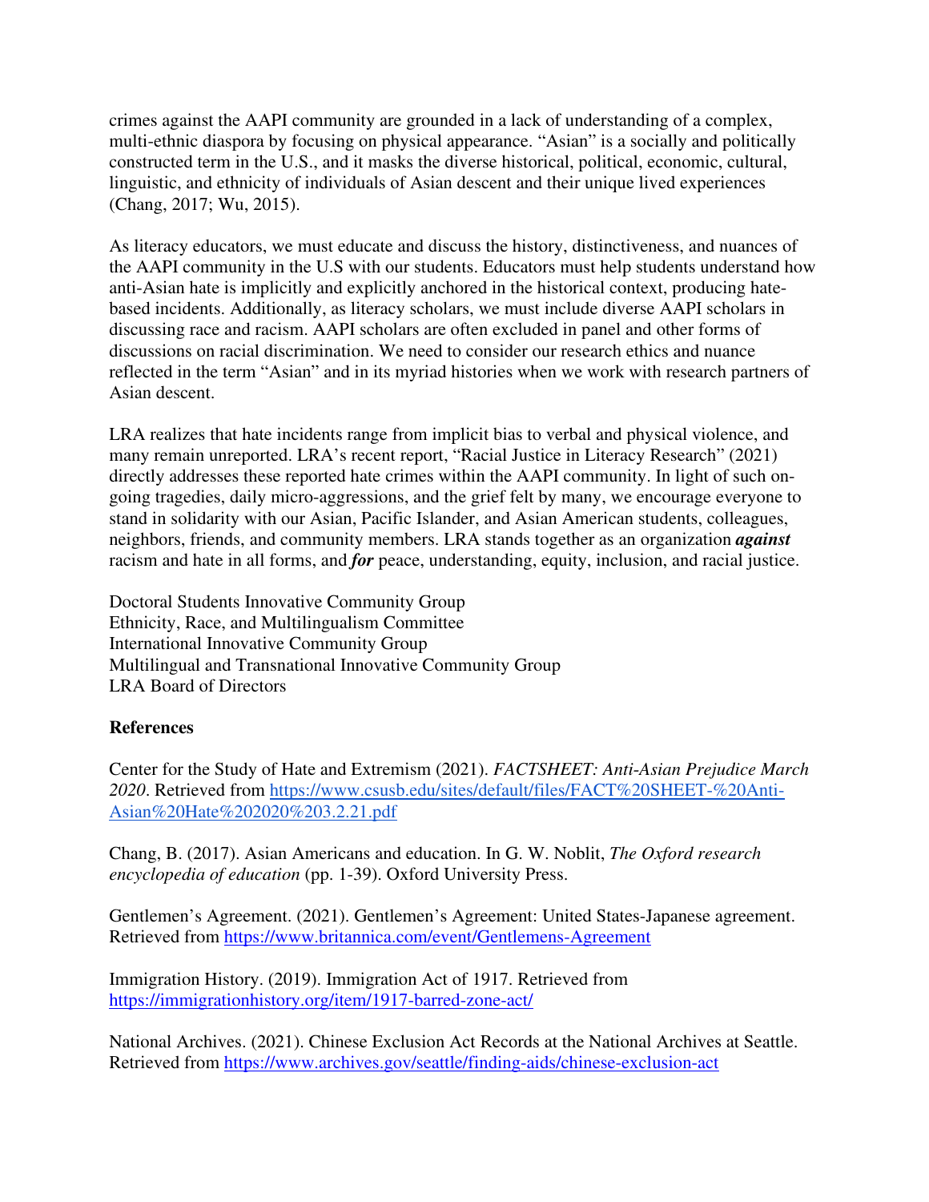crimes against the AAPI community are grounded in a lack of understanding of a complex, multi-ethnic diaspora by focusing on physical appearance. "Asian" is a socially and politically constructed term in the U.S., and it masks the diverse historical, political, economic, cultural, linguistic, and ethnicity of individuals of Asian descent and their unique lived experiences (Chang, 2017; Wu, 2015).

As literacy educators, we must educate and discuss the history, distinctiveness, and nuances of the AAPI community in the U.S with our students. Educators must help students understand how anti-Asian hate is implicitly and explicitly anchored in the historical context, producing hate-based incidents. Additionally, as literacy scholars, we must include diverse AAPI scholars in discussing race and racism. AAPI scholars are often excluded in panel and other forms of discussions on racial discrimination. We need to consider our research ethics and nuance reflected in the term "Asian" and in its myriad histories when we work with research partners of Asian descent.

LRA realizes that hate incidents range from implicit bias to verbal and physical violence, and many remain unreported. LRA's recent report, "Racial Justice in Literacy Research" (2021) directly addresses these reported hate crimes within the AAPI community. In light of such on-going tragedies, daily micro-aggressions, and the grief felt by many, we encourage everyone to stand in solidarity with our Asian, Pacific Islander, and Asian American students, colleagues, neighbors, friends, and community members. LRA stands together as an organization ***against*** racism and hate in all forms, and ***for*** peace, understanding, equity, inclusion, and racial justice.

Doctoral Students Innovative Community Group
Ethnicity, Race, and Multilingualism Committee
International Innovative Community Group
Multilingual and Transnational Innovative Community Group
LRA Board of Directors

**References**

Center for the Study of Hate and Extremism (2021). *FACTSHEET: Anti-Asian Prejudice March 2020*. Retrieved from https://www.csusb.edu/sites/default/files/FACT%20SHEET-%20Anti-Asian%20Hate%202020%203.2.21.pdf

Chang, B. (2017). Asian Americans and education. In G. W. Noblit, *The Oxford research encyclopedia of education* (pp. 1-39). Oxford University Press.

Gentlemen's Agreement. (2021). Gentlemen's Agreement: United States-Japanese agreement. Retrieved from https://www.britannica.com/event/Gentlemens-Agreement

Immigration History. (2019). Immigration Act of 1917. Retrieved from https://immigrationhistory.org/item/1917-barred-zone-act/

National Archives. (2021). Chinese Exclusion Act Records at the National Archives at Seattle. Retrieved from https://www.archives.gov/seattle/finding-aids/chinese-exclusion-act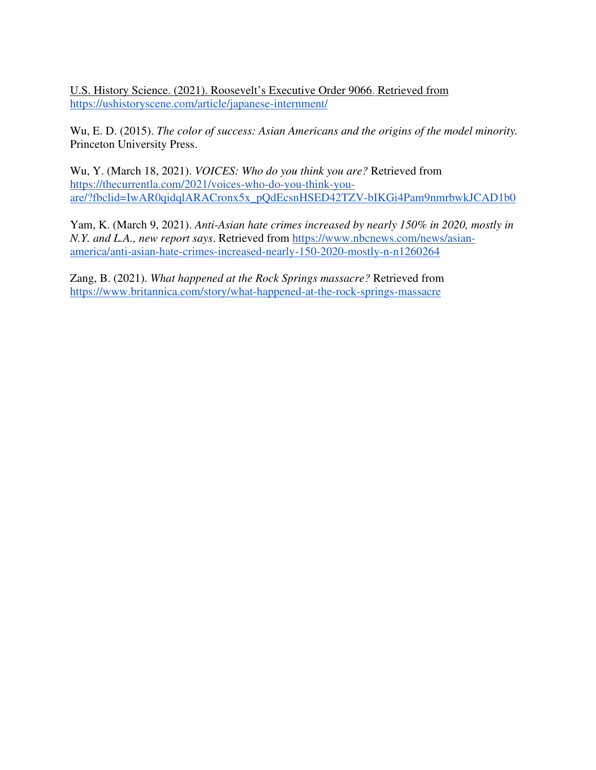U.S. History Science. (2021). Roosevelt's Executive Order 9066. Retrieved from https://ushistoryscene.com/article/japanese-internment/

Wu, E. D. (2015). *The color of success: Asian Americans and the origins of the model minority.* Princeton University Press.

Wu, Y. (March 18, 2021). *VOICES: Who do you think you are?* Retrieved from https://thecurrentla.com/2021/voices-who-do-you-think-you-are/?fbclid=IwAR0qidqlARACronx5x_pQdEcsnHSED42TZV-bIKGi4Pam9nmrbwkJCAD1b0

Yam, K. (March 9, 2021). *Anti-Asian hate crimes increased by nearly 150% in 2020, mostly in N.Y. and L.A., new report says*. Retrieved from https://www.nbcnews.com/news/asian-america/anti-asian-hate-crimes-increased-nearly-150-2020-mostly-n-n1260264

Zang, B. (2021). *What happened at the Rock Springs massacre?* Retrieved from https://www.britannica.com/story/what-happened-at-the-rock-springs-massacre